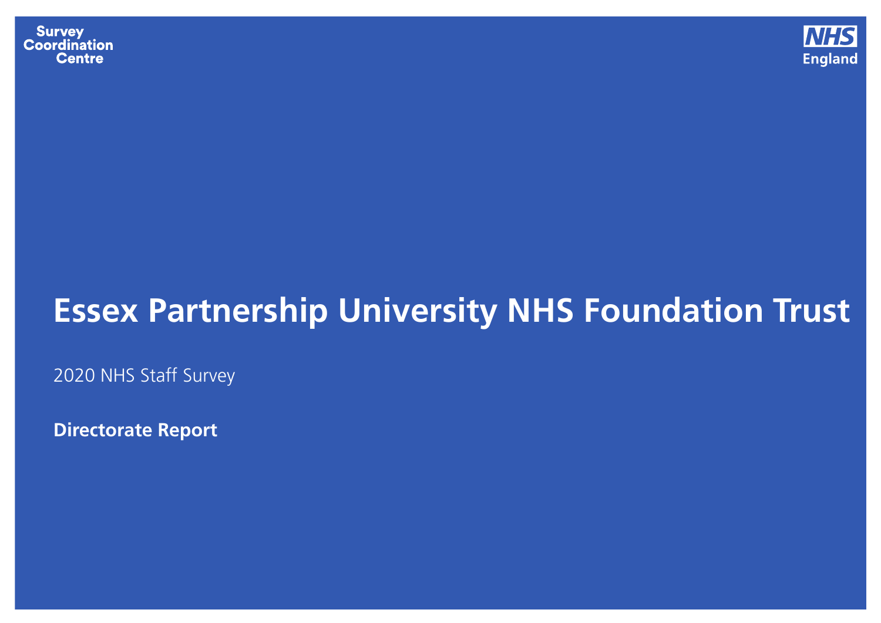Survey Coordination Centre

NHS England

# Essex Partnership University NHS Foundation Trust

2020 NHS Staff Survey

**Directorate Report**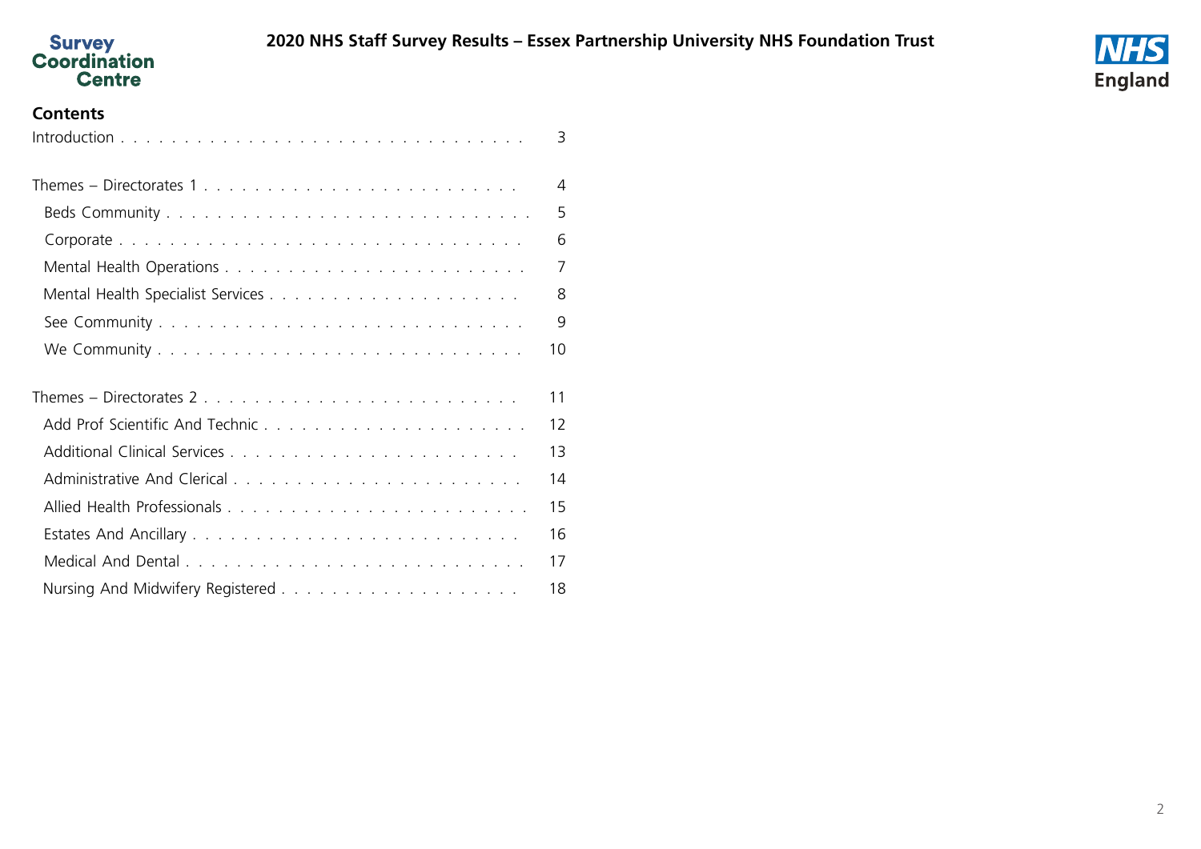## Contents

- Introduction . . . 3
- Themes – Directorates 1 . . . 4
  - Beds Community . . . 5
  - Corporate . . . 6
  - Mental Health Operations . . . 7
  - Mental Health Specialist Services . . . 8
  - See Community . . . 9
  - We Community . . . 10
- Themes – Directorates 2 . . . 11
  - Add Prof Scientific And Technic . . . 12
  - Additional Clinical Services . . . 13
  - Administrative And Clerical . . . 14
  - Allied Health Professionals . . . 15
  - Estates And Ancillary . . . 16
  - Medical And Dental . . . 17
  - Nursing And Midwifery Registered . . . 18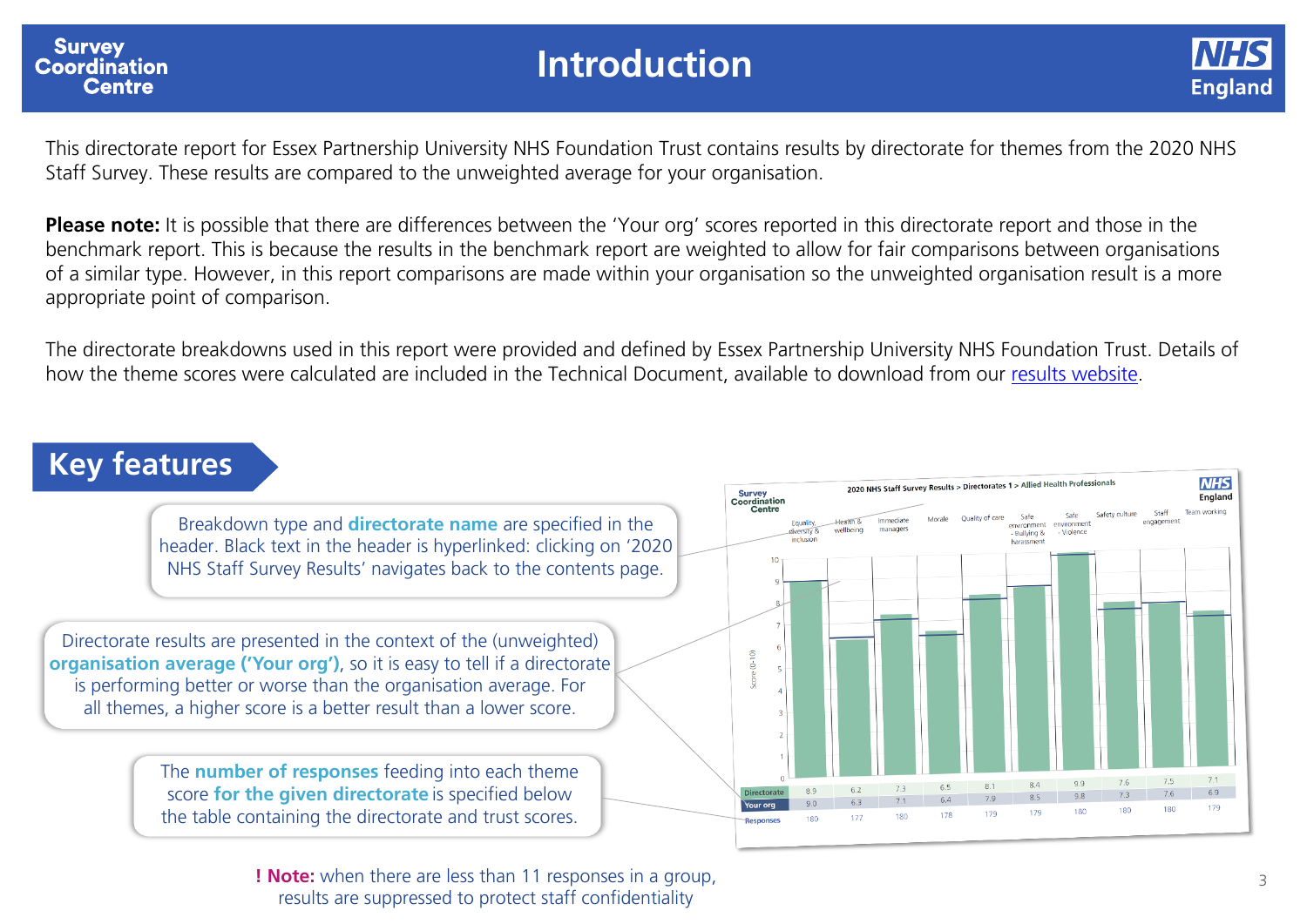# Introduction

This directorate report for Essex Partnership University NHS Foundation Trust contains results by directorate for themes from the 2020 NHS Staff Survey. These results are compared to the unweighted average for your organisation.

**Please note:** It is possible that there are differences between the 'Your org' scores reported in this directorate report and those in the benchmark report. This is because the results in the benchmark report are weighted to allow for fair comparisons between organisations of a similar type. However, in this report comparisons are made within your organisation so the unweighted organisation result is a more appropriate point of comparison.

The directorate breakdowns used in this report were provided and defined by Essex Partnership University NHS Foundation Trust. Details of how the theme scores were calculated are included in the Technical Document, available to download from our [results website](results website).

## Key features

Breakdown type and **directorate name** are specified in the header. Black text in the header is hyperlinked: clicking on '2020 NHS Staff Survey Results' navigates back to the contents page.

Directorate results are presented in the context of the (unweighted) **organisation average ('Your org')**, so it is easy to tell if a directorate is performing better or worse than the organisation average. For all themes, a higher score is a better result than a lower score.

The **number of responses** feeding into each theme score **for the given directorate** is specified below the table containing the directorate and trust scores.

**! Note:** when there are less than 11 responses in a group, results are suppressed to protect staff confidentiality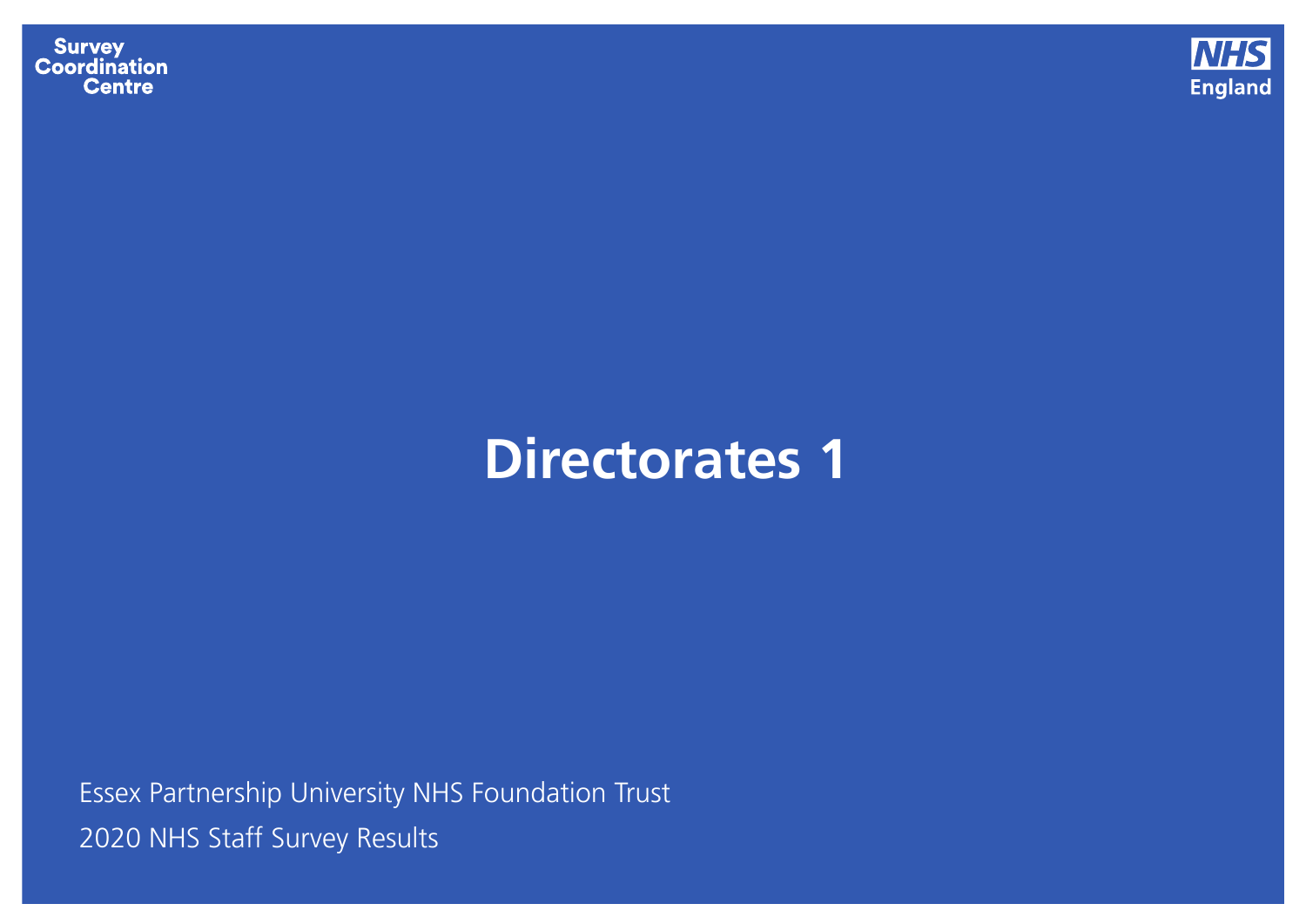Survey Coordination Centre

NHS England

# Directorates 1

Essex Partnership University NHS Foundation Trust

2020 NHS Staff Survey Results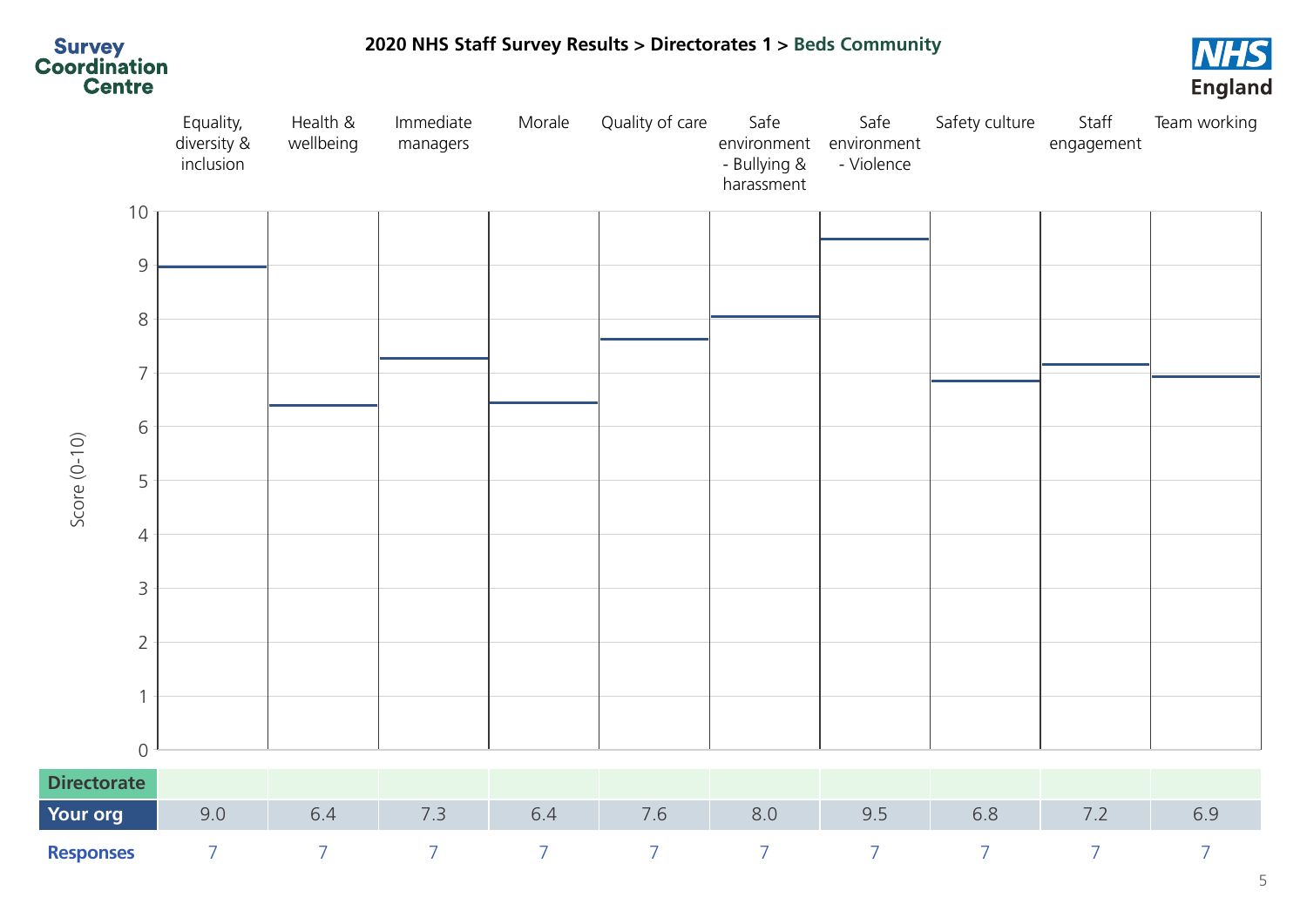# 2020 NHS Staff Survey Results > Directorates 1 > Beds Community

| | Equality, diversity & inclusion | Health & wellbeing | Immediate managers | Morale | Quality of care | Safe environment - Bullying & harassment | Safe environment - Violence | Safety culture | Staff engagement | Team working |
|---|---|---|---|---|---|---|---|---|---|---|
| **Directorate** | | | | | | | | | | |
| **Your org** | 9.0 | 6.4 | 7.3 | 6.4 | 7.6 | 8.0 | 9.5 | 6.8 | 7.2 | 6.9 |
| **Responses** | 7 | 7 | 7 | 7 | 7 | 7 | 7 | 7 | 7 | 7 |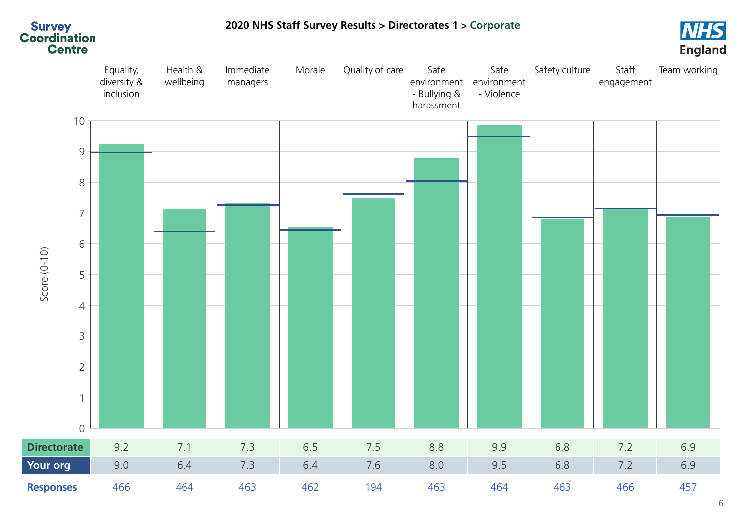**2020 NHS Staff Survey Results > Directorates 1 > Corporate**

Score (0-10)

| | Equality, diversity & inclusion | Health & wellbeing | Immediate managers | Morale | Quality of care | Safe environment - Bullying & harassment | Safe environment - Violence | Safety culture | Staff engagement | Team working |
|---|---|---|---|---|---|---|---|---|---|---|
| **Directorate** | 9.2 | 7.1 | 7.3 | 6.5 | 7.5 | 8.8 | 9.9 | 6.8 | 7.2 | 6.9 |
| **Your org** | 9.0 | 6.4 | 7.3 | 6.4 | 7.6 | 8.0 | 9.5 | 6.8 | 7.2 | 6.9 |
| **Responses** | 466 | 464 | 463 | 462 | 194 | 463 | 464 | 463 | 466 | 457 |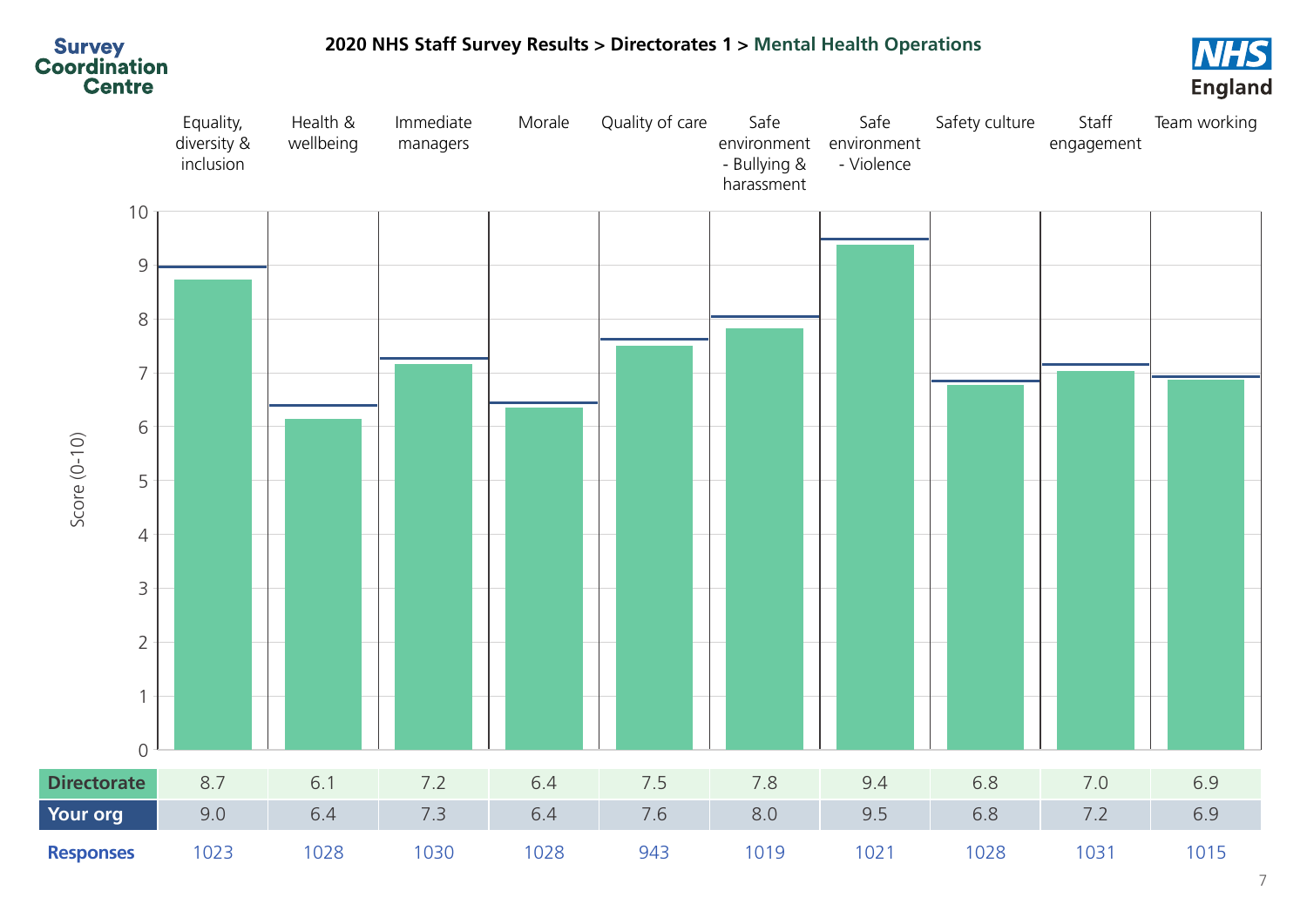# 2020 NHS Staff Survey Results > Directorates 1 > Mental Health Operations

| | Equality, diversity & inclusion | Health & wellbeing | Immediate managers | Morale | Quality of care | Safe environment - Bullying & harassment | Safe environment - Violence | Safety culture | Staff engagement | Team working |
|---|---|---|---|---|---|---|---|---|---|---|
| **Directorate** | 8.7 | 6.1 | 7.2 | 6.4 | 7.5 | 7.8 | 9.4 | 6.8 | 7.0 | 6.9 |
| **Your org** | 9.0 | 6.4 | 7.3 | 6.4 | 7.6 | 8.0 | 9.5 | 6.8 | 7.2 | 6.9 |
| **Responses** | 1023 | 1028 | 1030 | 1028 | 943 | 1019 | 1021 | 1028 | 1031 | 1015 |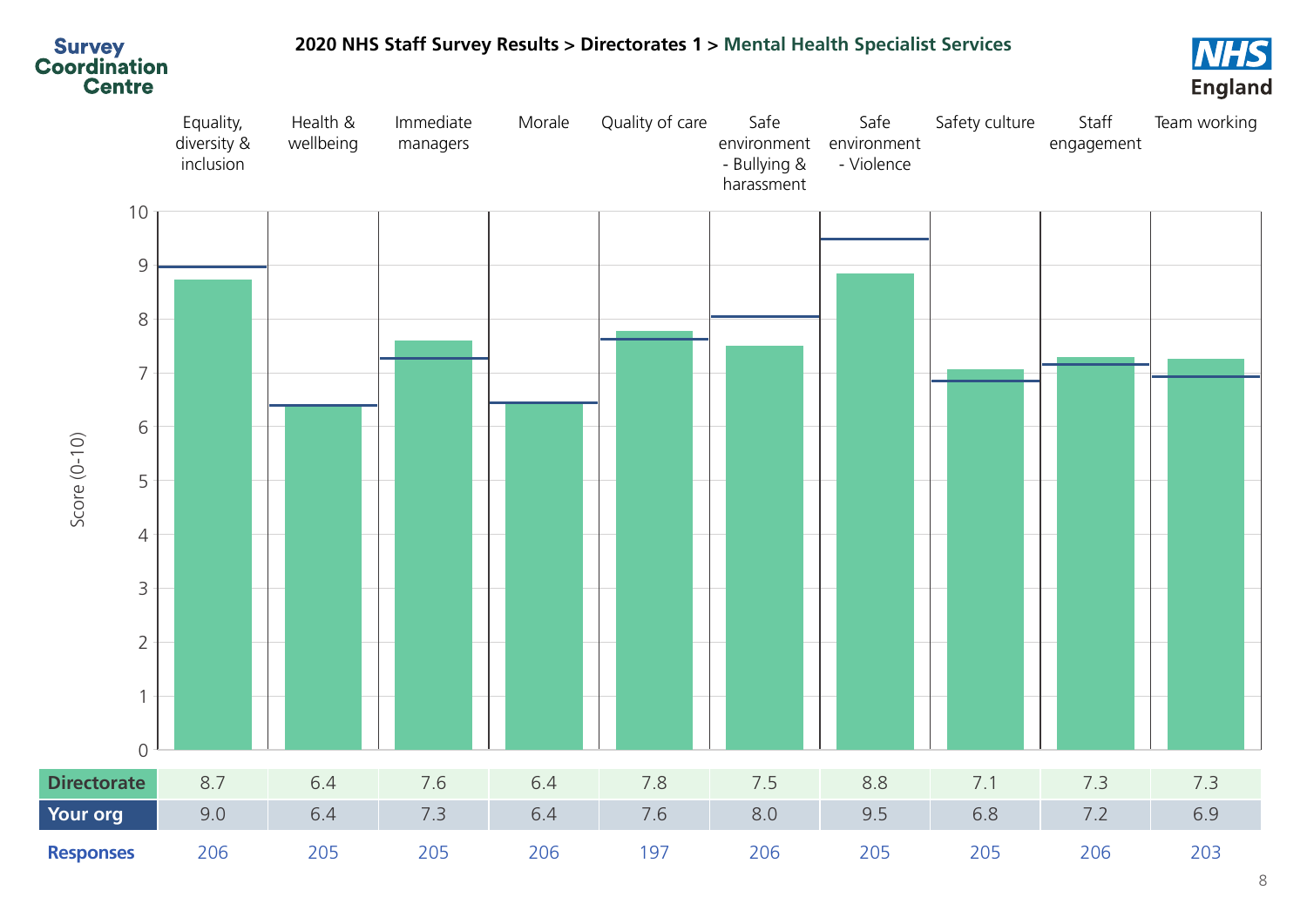# 2020 NHS Staff Survey Results > Directorates 1 > Mental Health Specialist Services

Score (0-10)

| | Equality, diversity & inclusion | Health & wellbeing | Immediate managers | Morale | Quality of care | Safe environment - Bullying & harassment | Safe environment - Violence | Safety culture | Staff engagement | Team working |
|---|---|---|---|---|---|---|---|---|---|---|
| **Directorate** | 8.7 | 6.4 | 7.6 | 6.4 | 7.8 | 7.5 | 8.8 | 7.1 | 7.3 | 7.3 |
| **Your org** | 9.0 | 6.4 | 7.3 | 6.4 | 7.6 | 8.0 | 9.5 | 6.8 | 7.2 | 6.9 |
| **Responses** | 206 | 205 | 205 | 206 | 197 | 206 | 205 | 205 | 206 | 203 |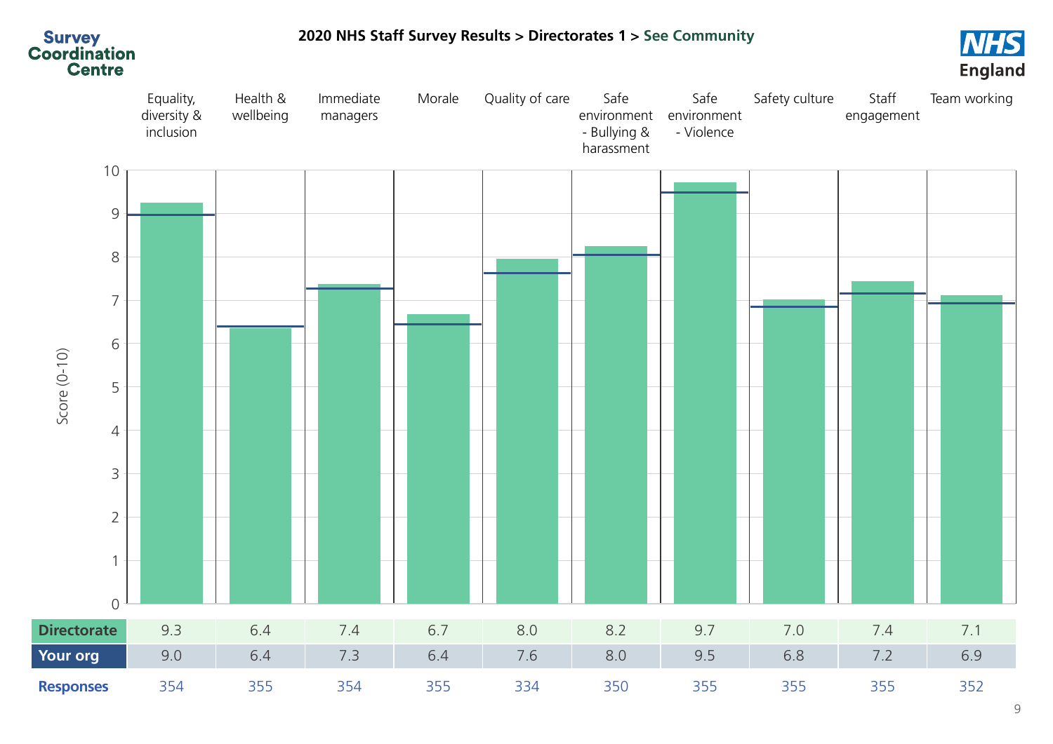# 2020 NHS Staff Survey Results > Directorates 1 > See Community

| | Equality, diversity & inclusion | Health & wellbeing | Immediate managers | Morale | Quality of care | Safe environment - Bullying & harassment | Safe environment - Violence | Safety culture | Staff engagement | Team working |
|---|---|---|---|---|---|---|---|---|---|---|
| **Directorate** | 9.3 | 6.4 | 7.4 | 6.7 | 8.0 | 8.2 | 9.7 | 7.0 | 7.4 | 7.1 |
| **Your org** | 9.0 | 6.4 | 7.3 | 6.4 | 7.6 | 8.0 | 9.5 | 6.8 | 7.2 | 6.9 |
| **Responses** | 354 | 355 | 354 | 355 | 334 | 350 | 355 | 355 | 355 | 352 |

Score (0-10)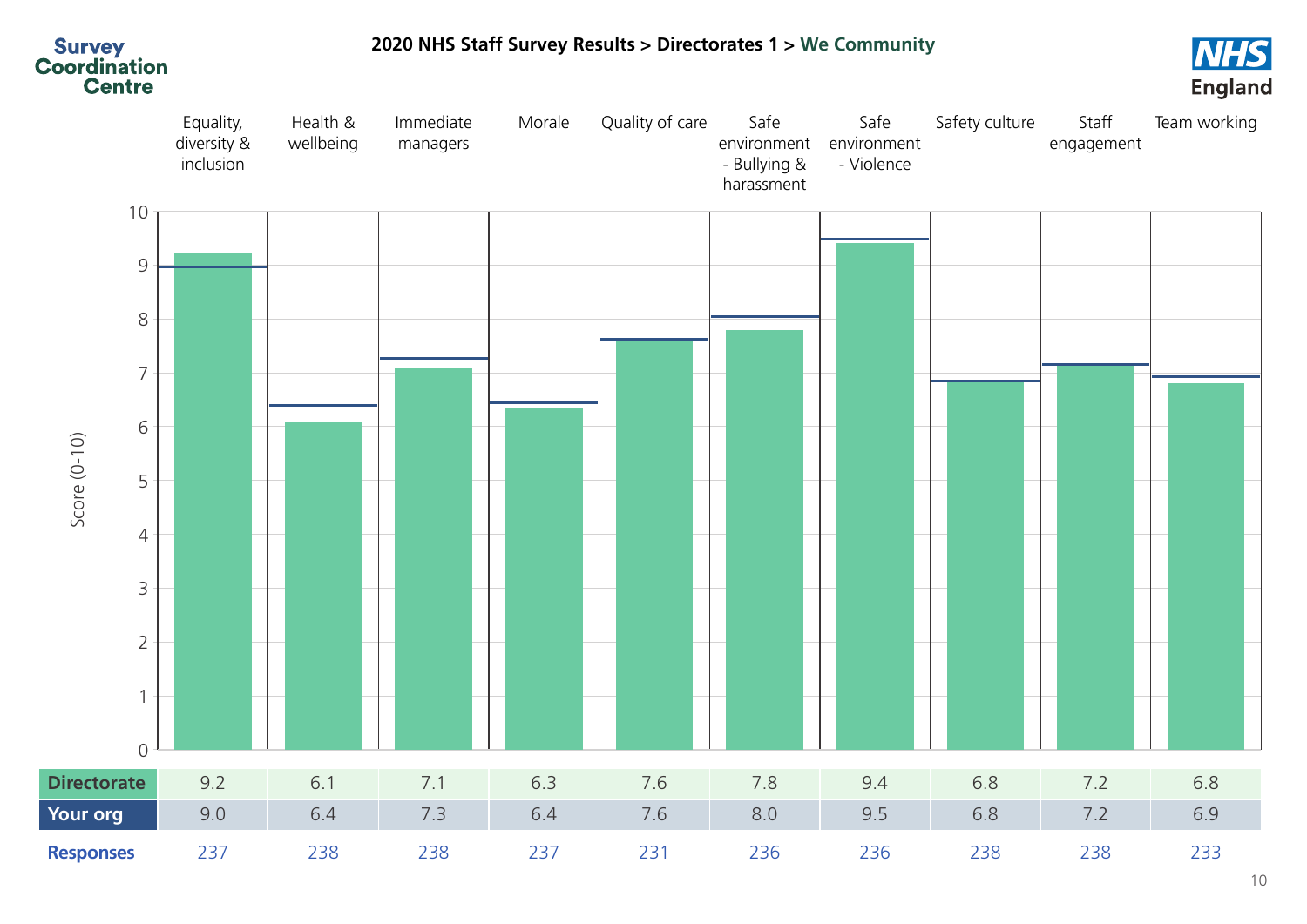**2020 NHS Staff Survey Results > Directorates 1 > We Community**

| | Equality, diversity & inclusion | Health & wellbeing | Immediate managers | Morale | Quality of care | Safe environment - Bullying & harassment | Safe environment - Violence | Safety culture | Staff engagement | Team working |
|---|---|---|---|---|---|---|---|---|---|---|
| **Directorate** | 9.2 | 6.1 | 7.1 | 6.3 | 7.6 | 7.8 | 9.4 | 6.8 | 7.2 | 6.8 |
| **Your org** | 9.0 | 6.4 | 7.3 | 6.4 | 7.6 | 8.0 | 9.5 | 6.8 | 7.2 | 6.9 |
| **Responses** | 237 | 238 | 238 | 237 | 231 | 236 | 236 | 238 | 238 | 233 |

Score (0-10)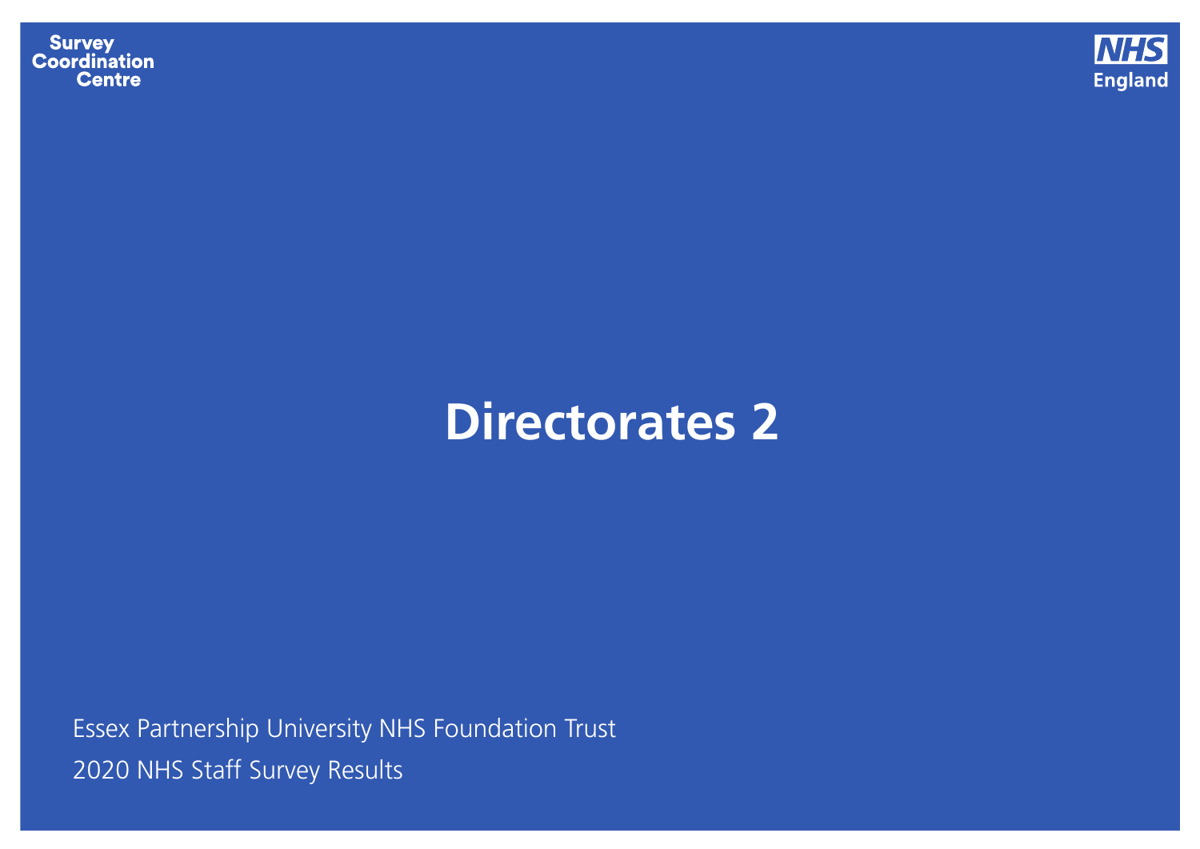Survey Coordination Centre

NHS England

# Directorates 2

Essex Partnership University NHS Foundation Trust

2020 NHS Staff Survey Results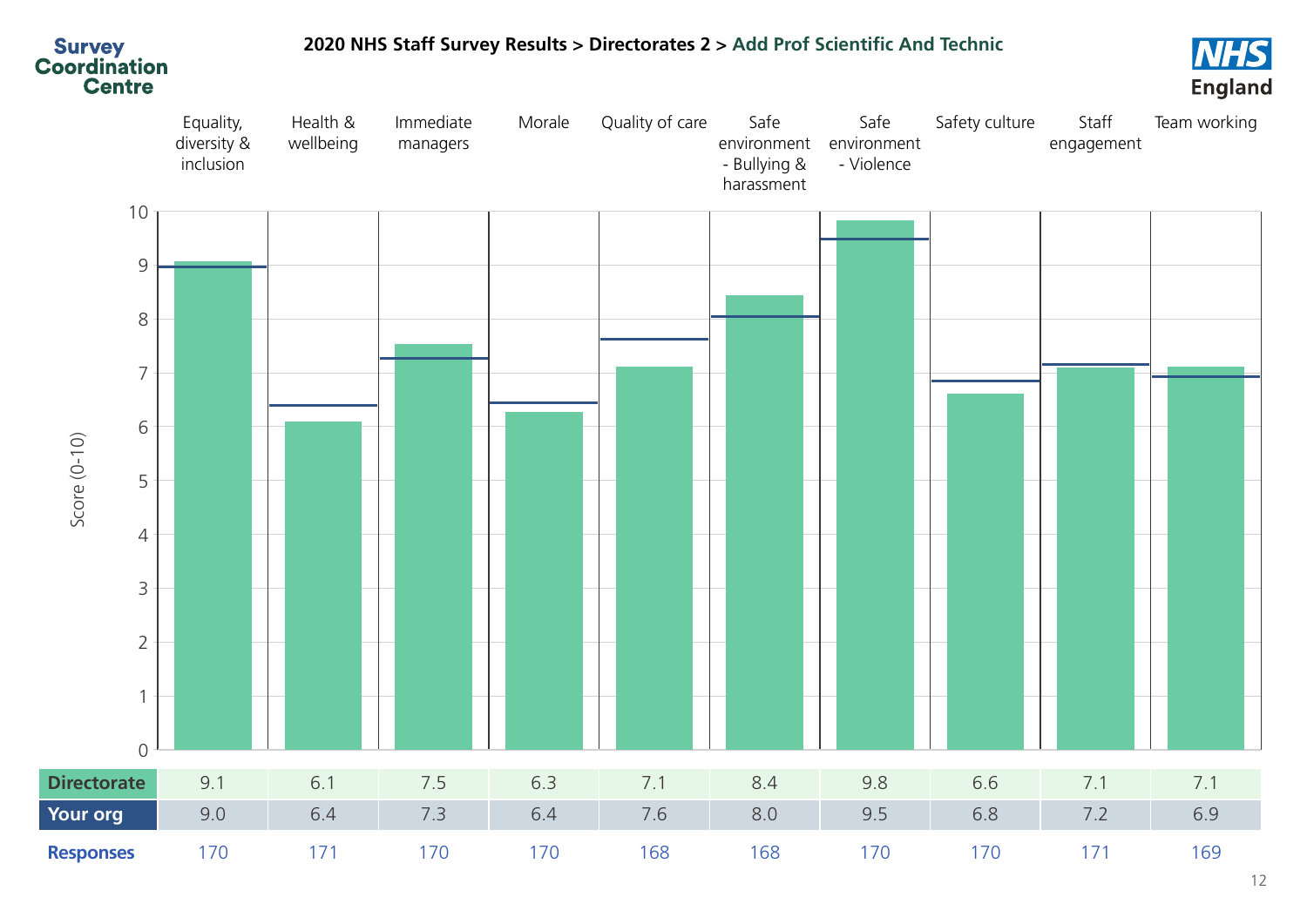# 2020 NHS Staff Survey Results > Directorates 2 > Add Prof Scientific And Technic

Score (0-10)

| | Equality, diversity & inclusion | Health & wellbeing | Immediate managers | Morale | Quality of care | Safe environment - Bullying & harassment | Safe environment - Violence | Safety culture | Staff engagement | Team working |
|---|---|---|---|---|---|---|---|---|---|---|
| **Directorate** | 9.1 | 6.1 | 7.5 | 6.3 | 7.1 | 8.4 | 9.8 | 6.6 | 7.1 | 7.1 |
| **Your org** | 9.0 | 6.4 | 7.3 | 6.4 | 7.6 | 8.0 | 9.5 | 6.8 | 7.2 | 6.9 |
| **Responses** | 170 | 171 | 170 | 170 | 168 | 168 | 170 | 170 | 171 | 169 |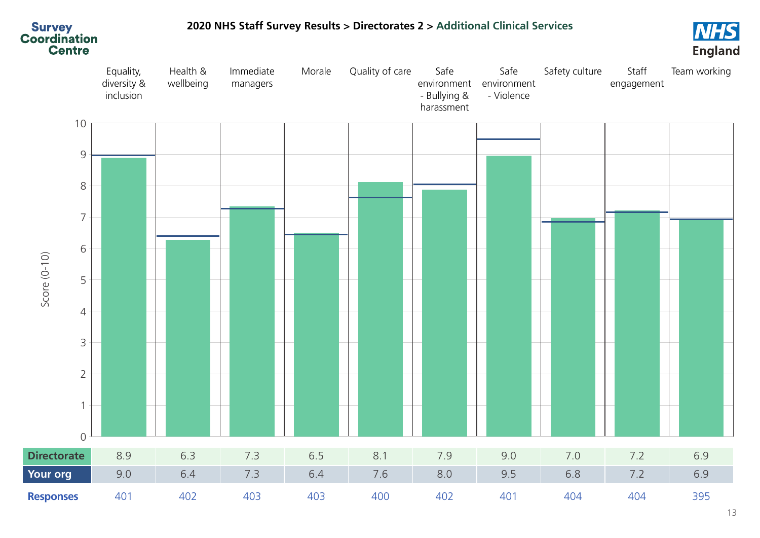**Survey Coordination Centre**

## 2020 NHS Staff Survey Results > Directorates 2 > Additional Clinical Services

Score (0-10)

| | Equality, diversity & inclusion | Health & wellbeing | Immediate managers | Morale | Quality of care | Safe environment - Bullying & harassment | Safe environment - Violence | Safety culture | Staff engagement | Team working |
|---|---|---|---|---|---|---|---|---|---|---|
| **Directorate** | 8.9 | 6.3 | 7.3 | 6.5 | 8.1 | 7.9 | 9.0 | 7.0 | 7.2 | 6.9 |
| **Your org** | 9.0 | 6.4 | 7.3 | 6.4 | 7.6 | 8.0 | 9.5 | 6.8 | 7.2 | 6.9 |
| **Responses** | 401 | 402 | 403 | 403 | 400 | 402 | 401 | 404 | 404 | 395 |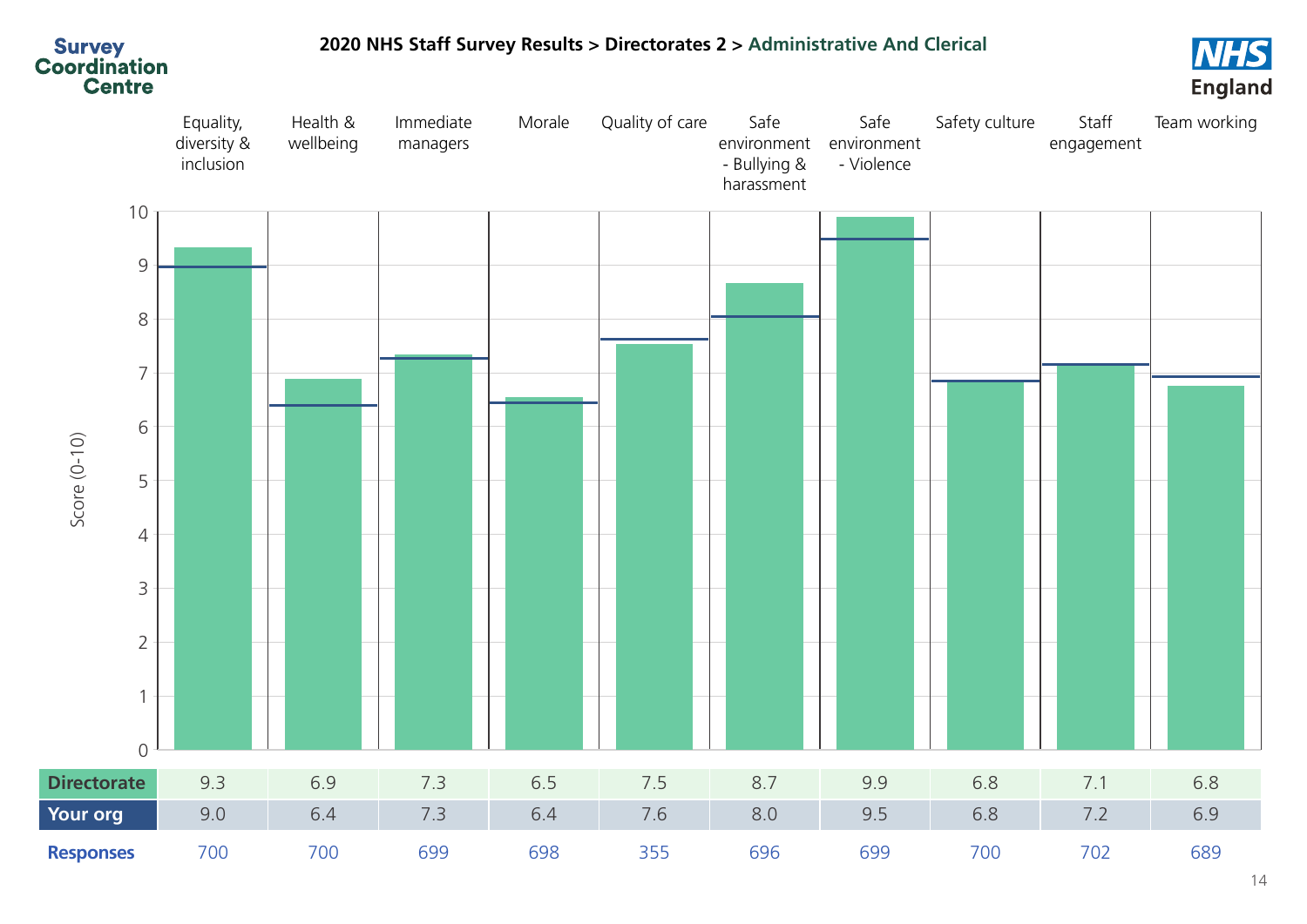Survey Coordination Centre

# 2020 NHS Staff Survey Results > Directorates 2 > Administrative And Clerical

NHS England

Score (0-10)

| | Equality, diversity & inclusion | Health & wellbeing | Immediate managers | Morale | Quality of care | Safe environment - Bullying & harassment | Safe environment - Violence | Safety culture | Staff engagement | Team working |
|---|---|---|---|---|---|---|---|---|---|---|
| **Directorate** | 9.3 | 6.9 | 7.3 | 6.5 | 7.5 | 8.7 | 9.9 | 6.8 | 7.1 | 6.8 |
| **Your org** | 9.0 | 6.4 | 7.3 | 6.4 | 7.6 | 8.0 | 9.5 | 6.8 | 7.2 | 6.9 |
| **Responses** | 700 | 700 | 699 | 698 | 355 | 696 | 699 | 700 | 702 | 689 |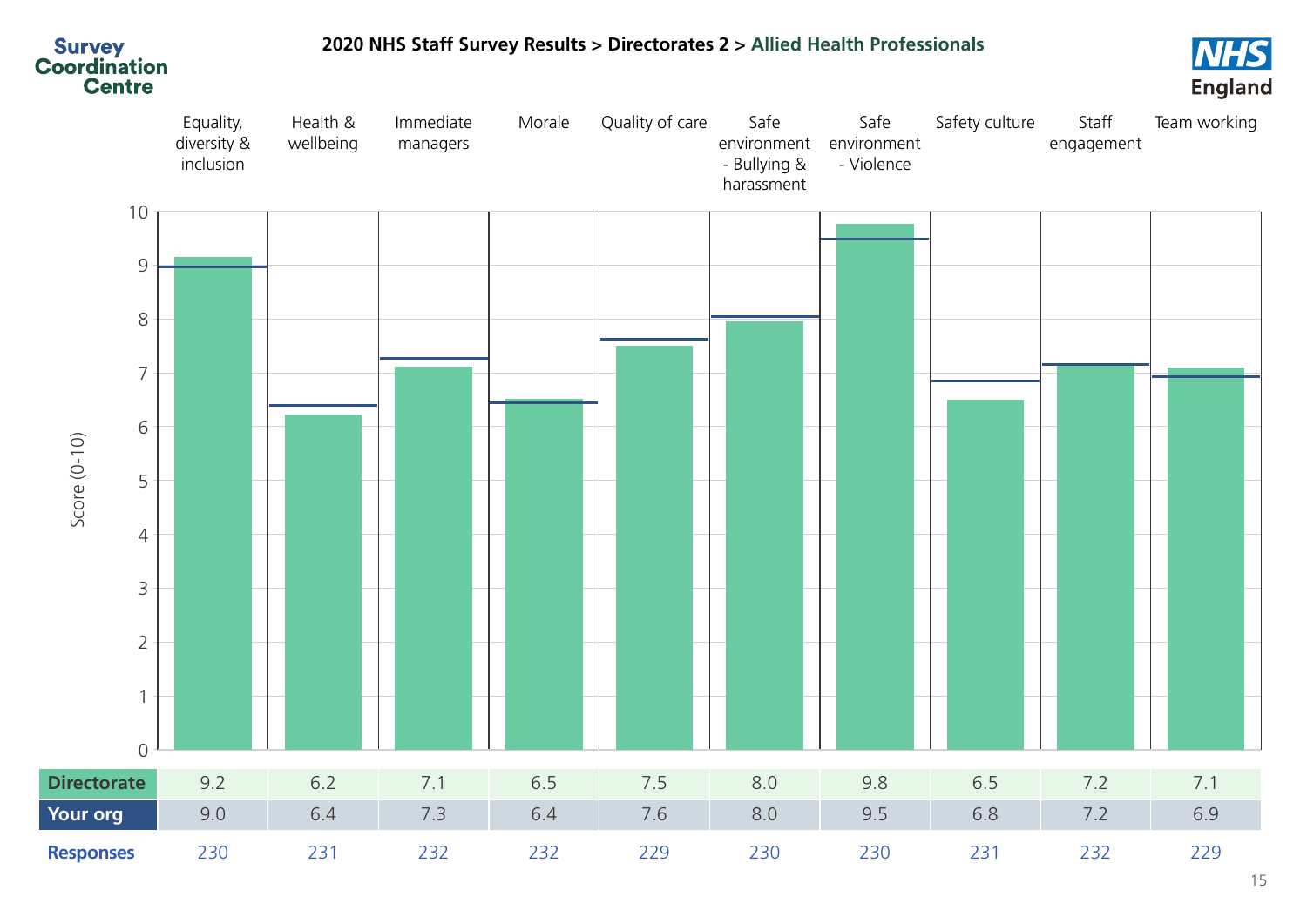**2020 NHS Staff Survey Results > Directorates 2 > Allied Health Professionals**

Score (0-10)

| | Equality, diversity & inclusion | Health & wellbeing | Immediate managers | Morale | Quality of care | Safe environment - Bullying & harassment | Safe environment - Violence | Safety culture | Staff engagement | Team working |
|---|---|---|---|---|---|---|---|---|---|---|
| **Directorate** | 9.2 | 6.2 | 7.1 | 6.5 | 7.5 | 8.0 | 9.8 | 6.5 | 7.2 | 7.1 |
| **Your org** | 9.0 | 6.4 | 7.3 | 6.4 | 7.6 | 8.0 | 9.5 | 6.8 | 7.2 | 6.9 |
| **Responses** | 230 | 231 | 232 | 232 | 229 | 230 | 230 | 231 | 232 | 229 |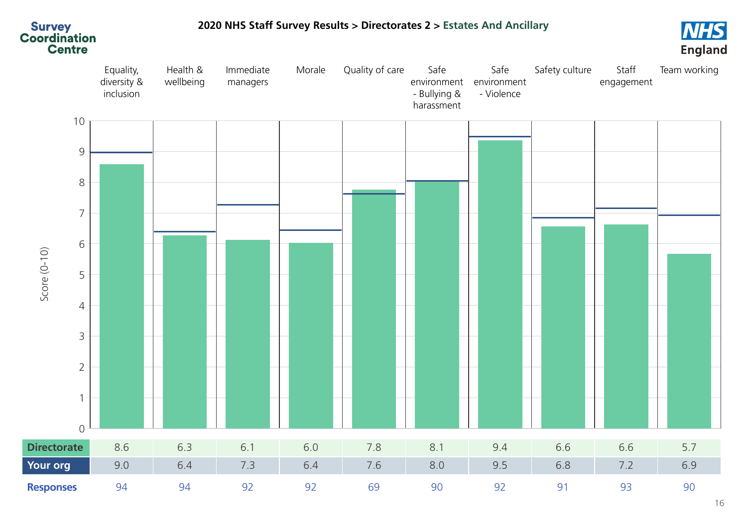# 2020 NHS Staff Survey Results > Directorates 2 > Estates And Ancillary

| | Equality, diversity & inclusion | Health & wellbeing | Immediate managers | Morale | Quality of care | Safe environment - Bullying & harassment | Safe environment - Violence | Safety culture | Staff engagement | Team working |
|---|---|---|---|---|---|---|---|---|---|---|
| **Directorate** | 8.6 | 6.3 | 6.1 | 6.0 | 7.8 | 8.1 | 9.4 | 6.6 | 6.6 | 5.7 |
| **Your org** | 9.0 | 6.4 | 7.3 | 6.4 | 7.6 | 8.0 | 9.5 | 6.8 | 7.2 | 6.9 |
| **Responses** | 94 | 94 | 92 | 92 | 69 | 90 | 92 | 91 | 93 | 90 |

Score (0-10)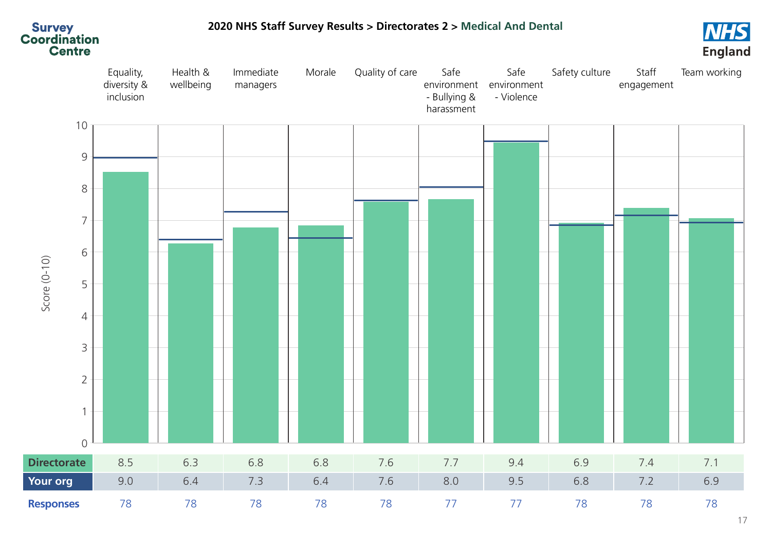Survey Coordination Centre

## 2020 NHS Staff Survey Results > Directorates 2 > Medical And Dental

NHS England

Score (0-10)

| | Equality, diversity & inclusion | Health & wellbeing | Immediate managers | Morale | Quality of care | Safe environment - Bullying & harassment | Safe environment - Violence | Safety culture | Staff engagement | Team working |
|---|---|---|---|---|---|---|---|---|---|---|
| **Directorate** | 8.5 | 6.3 | 6.8 | 6.8 | 7.6 | 7.7 | 9.4 | 6.9 | 7.4 | 7.1 |
| **Your org** | 9.0 | 6.4 | 7.3 | 6.4 | 7.6 | 8.0 | 9.5 | 6.8 | 7.2 | 6.9 |
| **Responses** | 78 | 78 | 78 | 78 | 78 | 77 | 77 | 78 | 78 | 78 |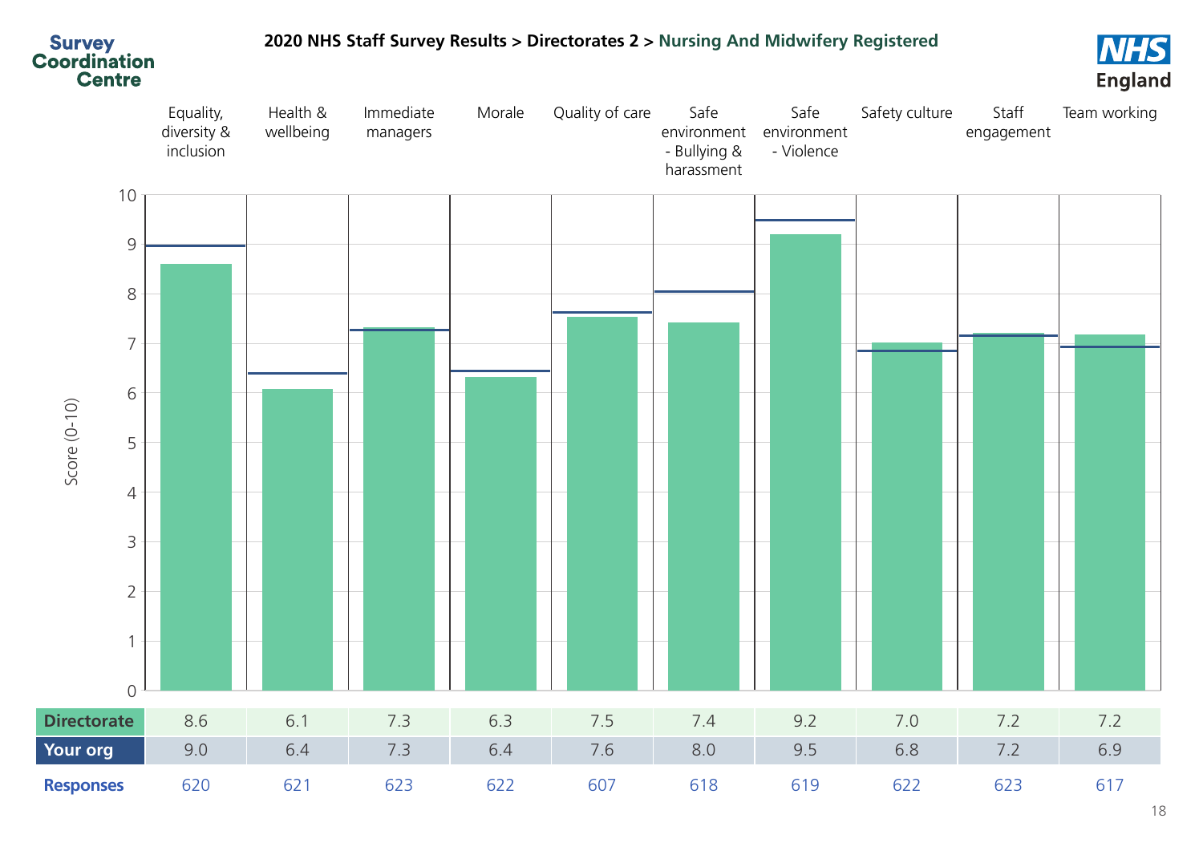Survey Coordination Centre

## 2020 NHS Staff Survey Results > Directorates 2 > Nursing And Midwifery Registered

NHS England

Equality, diversity & inclusion
Health & wellbeing
Immediate managers
Morale
Quality of care
Safe environment - Bullying & harassment
Safe environment - Violence
Safety culture
Staff engagement
Team working

Score (0-10)

10
9
8
7
6
5
4
3
2
1
0

| | Equality, diversity & inclusion | Health & wellbeing | Immediate managers | Morale | Quality of care | Safe environment - Bullying & harassment | Safe environment - Violence | Safety culture | Staff engagement | Team working |
|---|---|---|---|---|---|---|---|---|---|---|
| **Directorate** | 8.6 | 6.1 | 7.3 | 6.3 | 7.5 | 7.4 | 9.2 | 7.0 | 7.2 | 7.2 |
| **Your org** | 9.0 | 6.4 | 7.3 | 6.4 | 7.6 | 8.0 | 9.5 | 6.8 | 7.2 | 6.9 |
| **Responses** | 620 | 621 | 623 | 622 | 607 | 618 | 619 | 622 | 623 | 617 |